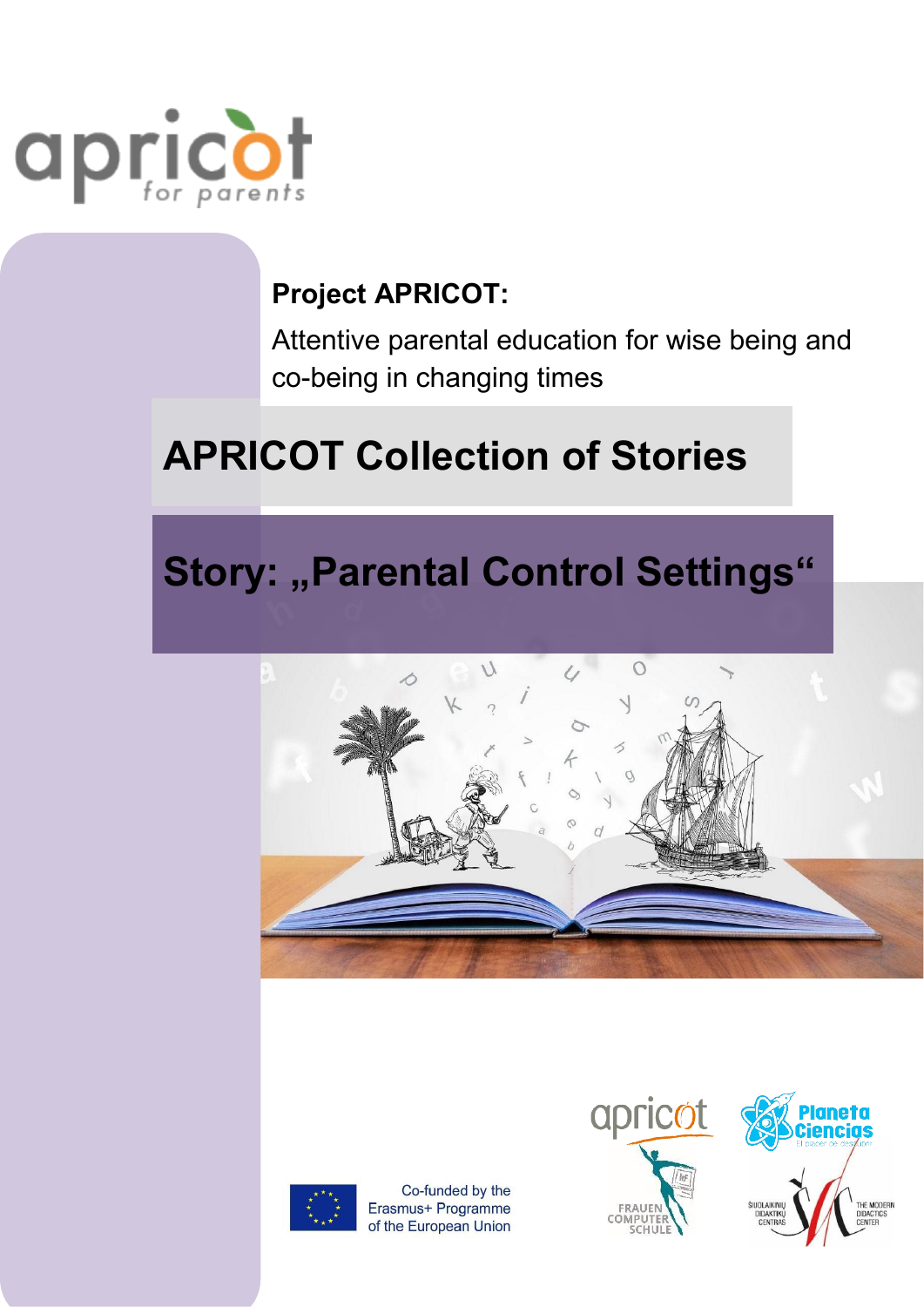# Project APRICOT:

Attentive parental education for wise being and co-being in changing times

## APRICOT Collection of Stories

## Story: „Parental Control Settings“

Co-funded by the Erasmus+ Programme of the European Union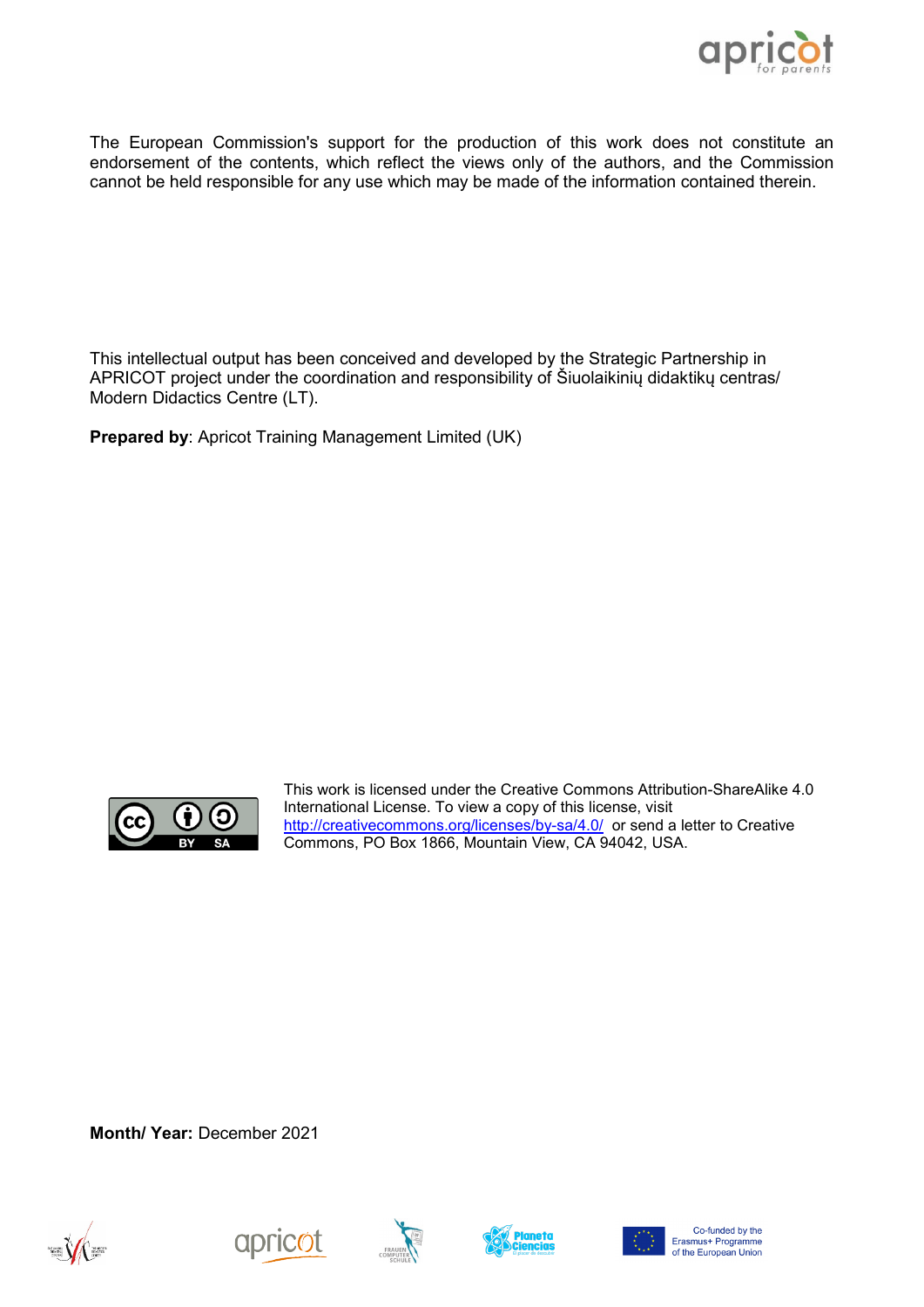The European Commission's support for the production of this work does not constitute an endorsement of the contents, which reflect the views only of the authors, and the Commission cannot be held responsible for any use which may be made of the information contained therein.

This intellectual output has been conceived and developed by the Strategic Partnership in APRICOT project under the coordination and responsibility of Šiuolaikinių didaktikų centras/ Modern Didactics Centre (LT).

**Prepared by**: Apricot Training Management Limited (UK)

This work is licensed under the Creative Commons Attribution-ShareAlike 4.0 International License. To view a copy of this license, visit http://creativecommons.org/licenses/by-sa/4.0/ or send a letter to Creative Commons, PO Box 1866, Mountain View, CA 94042, USA.

**Month/ Year:** December 2021

Co-funded by the Erasmus+ Programme of the European Union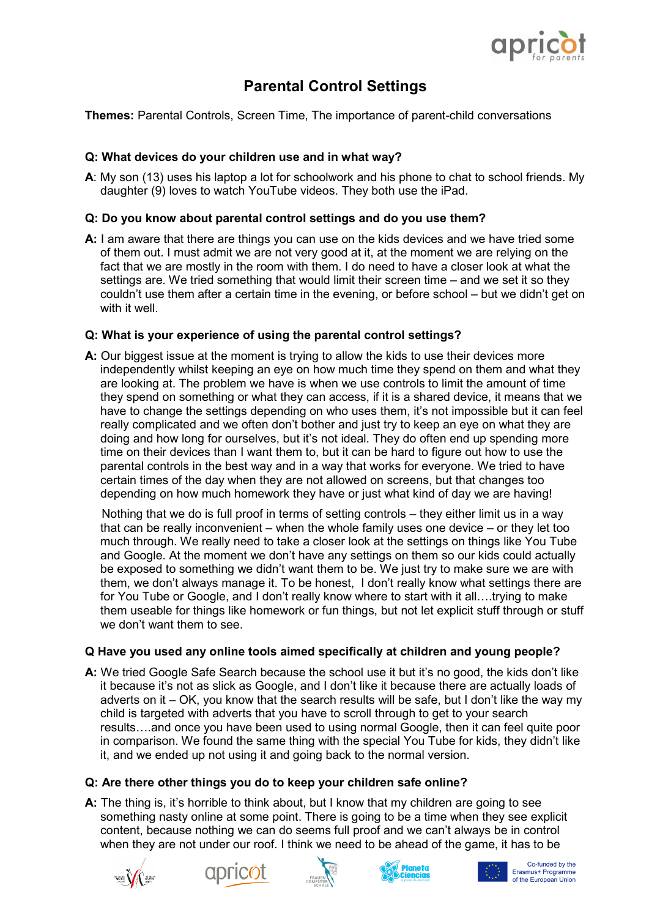# Parental Control Settings

**Themes:** Parental Controls, Screen Time, The importance of parent-child conversations

**Q: What devices do your children use and in what way?**

**A**: My son (13) uses his laptop a lot for schoolwork and his phone to chat to school friends. My daughter (9) loves to watch YouTube videos. They both use the iPad.

**Q: Do you know about parental control settings and do you use them?**

**A:** I am aware that there are things you can use on the kids devices and we have tried some of them out. I must admit we are not very good at it, at the moment we are relying on the fact that we are mostly in the room with them. I do need to have a closer look at what the settings are. We tried something that would limit their screen time – and we set it so they couldn't use them after a certain time in the evening, or before school – but we didn't get on with it well.

**Q: What is your experience of using the parental control settings?**

**A:** Our biggest issue at the moment is trying to allow the kids to use their devices more independently whilst keeping an eye on how much time they spend on them and what they are looking at. The problem we have is when we use controls to limit the amount of time they spend on something or what they can access, if it is a shared device, it means that we have to change the settings depending on who uses them, it's not impossible but it can feel really complicated and we often don't bother and just try to keep an eye on what they are doing and how long for ourselves, but it's not ideal. They do often end up spending more time on their devices than I want them to, but it can be hard to figure out how to use the parental controls in the best way and in a way that works for everyone. We tried to have certain times of the day when they are not allowed on screens, but that changes too depending on how much homework they have or just what kind of day we are having!

Nothing that we do is full proof in terms of setting controls – they either limit us in a way that can be really inconvenient – when the whole family uses one device – or they let too much through. We really need to take a closer look at the settings on things like You Tube and Google. At the moment we don't have any settings on them so our kids could actually be exposed to something we didn't want them to be. We just try to make sure we are with them, we don't always manage it. To be honest, I don't really know what settings there are for You Tube or Google, and I don't really know where to start with it all….trying to make them useable for things like homework or fun things, but not let explicit stuff through or stuff we don't want them to see.

**Q Have you used any online tools aimed specifically at children and young people?**

**A:** We tried Google Safe Search because the school use it but it's no good, the kids don't like it because it's not as slick as Google, and I don't like it because there are actually loads of adverts on it – OK, you know that the search results will be safe, but I don't like the way my child is targeted with adverts that you have to scroll through to get to your search results….and once you have been used to using normal Google, then it can feel quite poor in comparison. We found the same thing with the special You Tube for kids, they didn't like it, and we ended up not using it and going back to the normal version.

**Q: Are there other things you do to keep your children safe online?**

**A:** The thing is, it's horrible to think about, but I know that my children are going to see something nasty online at some point. There is going to be a time when they see explicit content, because nothing we can do seems full proof and we can't always be in control when they are not under our roof. I think we need to be ahead of the game, it has to be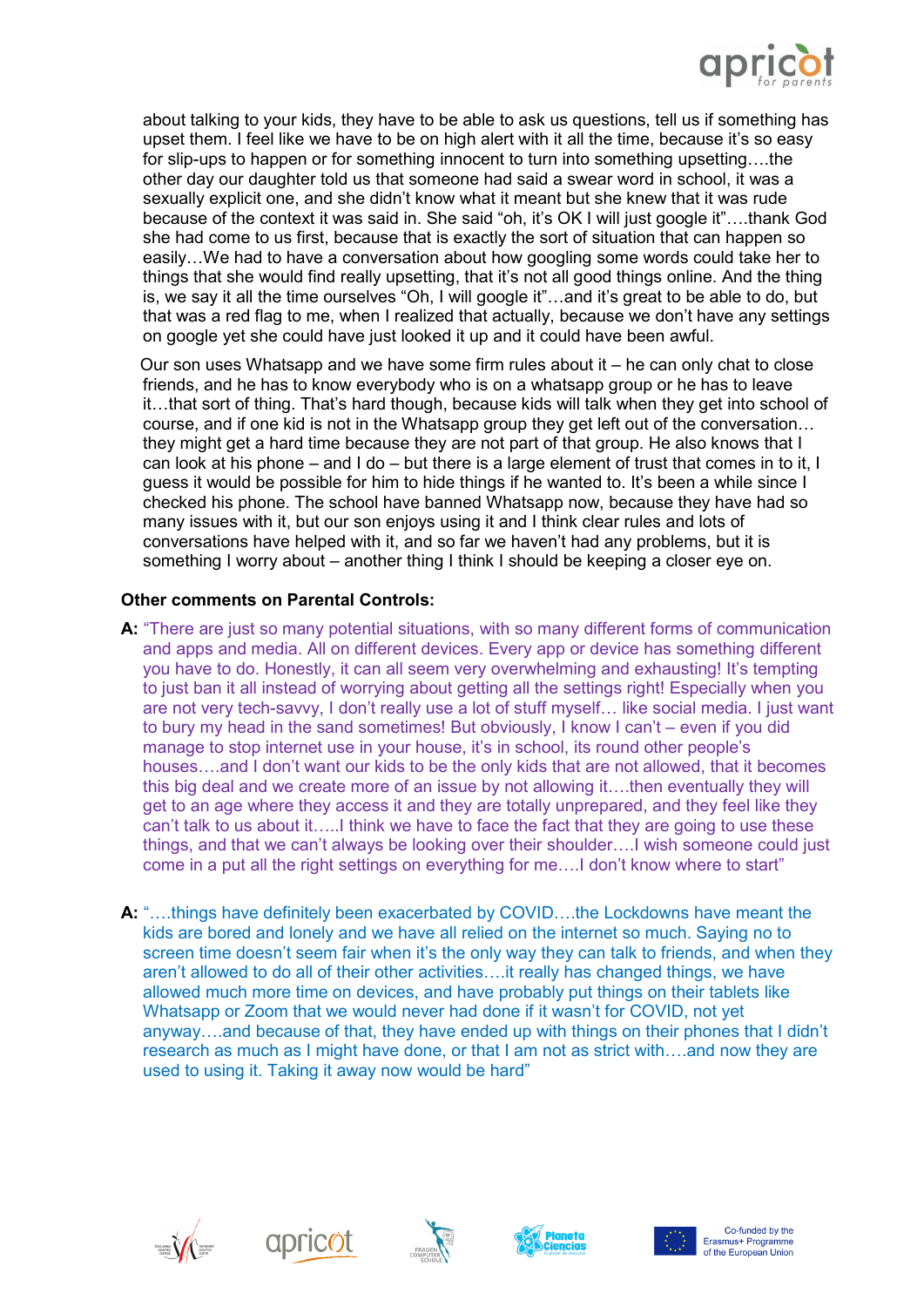about talking to your kids, they have to be able to ask us questions, tell us if something has upset them. I feel like we have to be on high alert with it all the time, because it's so easy for slip-ups to happen or for something innocent to turn into something upsetting….the other day our daughter told us that someone had said a swear word in school, it was a sexually explicit one, and she didn't know what it meant but she knew that it was rude because of the context it was said in. She said "oh, it's OK I will just google it"….thank God she had come to us first, because that is exactly the sort of situation that can happen so easily…We had to have a conversation about how googling some words could take her to things that she would find really upsetting, that it's not all good things online. And the thing is, we say it all the time ourselves "Oh, I will google it"…and it's great to be able to do, but that was a red flag to me, when I realized that actually, because we don't have any settings on google yet she could have just looked it up and it could have been awful.

Our son uses Whatsapp and we have some firm rules about it – he can only chat to close friends, and he has to know everybody who is on a whatsapp group or he has to leave it…that sort of thing. That's hard though, because kids will talk when they get into school of course, and if one kid is not in the Whatsapp group they get left out of the conversation… they might get a hard time because they are not part of that group. He also knows that I can look at his phone – and I do – but there is a large element of trust that comes in to it, I guess it would be possible for him to hide things if he wanted to. It's been a while since I checked his phone. The school have banned Whatsapp now, because they have had so many issues with it, but our son enjoys using it and I think clear rules and lots of conversations have helped with it, and so far we haven't had any problems, but it is something I worry about – another thing I think I should be keeping a closer eye on.

**Other comments on Parental Controls:**

**A:** "There are just so many potential situations, with so many different forms of communication and apps and media. All on different devices. Every app or device has something different you have to do. Honestly, it can all seem very overwhelming and exhausting! It's tempting to just ban it all instead of worrying about getting all the settings right! Especially when you are not very tech-savvy, I don't really use a lot of stuff myself… like social media. I just want to bury my head in the sand sometimes! But obviously, I know I can't – even if you did manage to stop internet use in your house, it's in school, its round other people's houses….and I don't want our kids to be the only kids that are not allowed, that it becomes this big deal and we create more of an issue by not allowing it….then eventually they will get to an age where they access it and they are totally unprepared, and they feel like they can't talk to us about it…..I think we have to face the fact that they are going to use these things, and that we can't always be looking over their shoulder….I wish someone could just come in a put all the right settings on everything for me….I don't know where to start"

**A:** "….things have definitely been exacerbated by COVID….the Lockdowns have meant the kids are bored and lonely and we have all relied on the internet so much. Saying no to screen time doesn't seem fair when it's the only way they can talk to friends, and when they aren't allowed to do all of their other activities….it really has changed things, we have allowed much more time on devices, and have probably put things on their tablets like Whatsapp or Zoom that we would never had done if it wasn't for COVID, not yet anyway….and because of that, they have ended up with things on their phones that I didn't research as much as I might have done, or that I am not as strict with….and now they are used to using it. Taking it away now would be hard"

Co-funded by the Erasmus+ Programme of the European Union